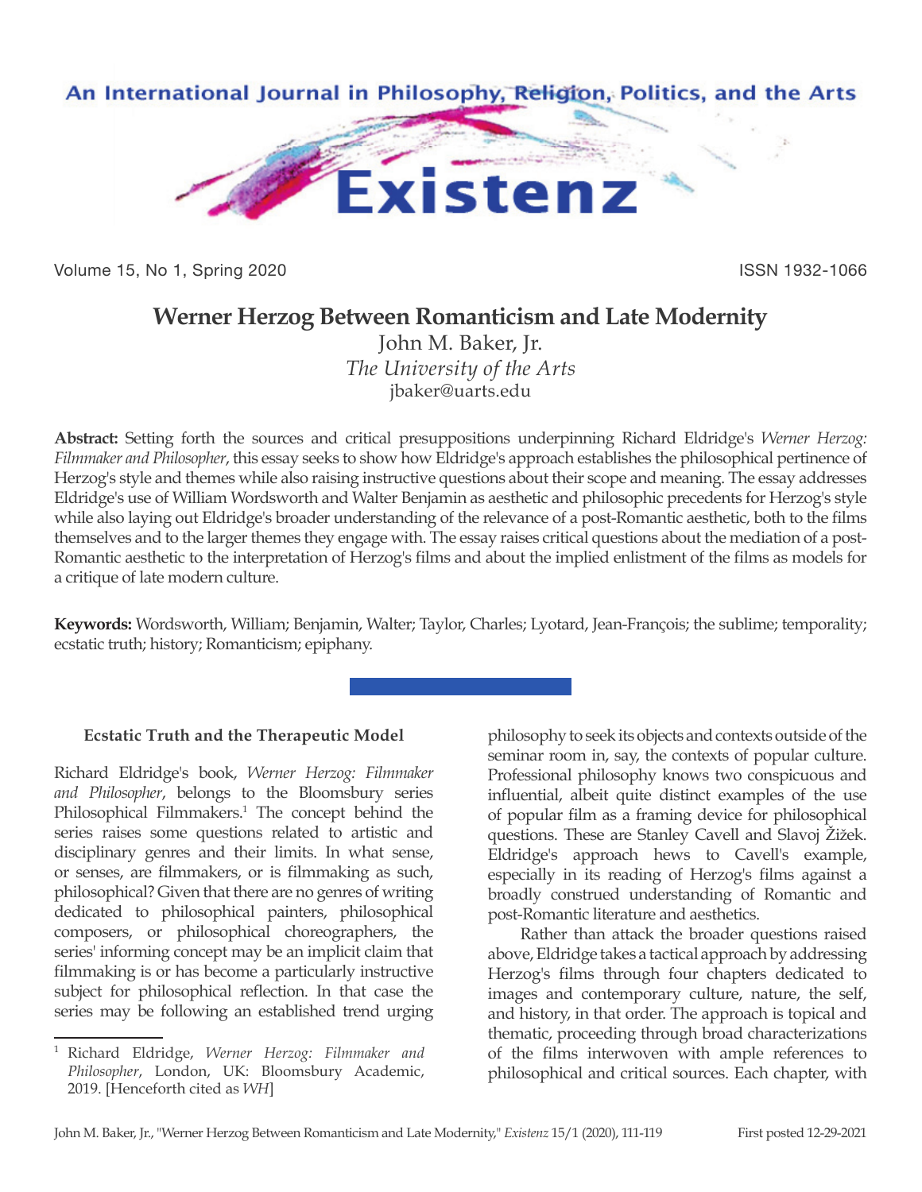# Werner Herzog Between Romanticism and Late Modernity

John M. Baker, Jr.
*The University of the Arts*
jbaker@uarts.edu

**Abstract:** Setting forth the sources and critical presuppositions underpinning Richard Eldridge's *Werner Herzog: Filmmaker and Philosopher*, this essay seeks to show how Eldridge's approach establishes the philosophical pertinence of Herzog's style and themes while also raising instructive questions about their scope and meaning. The essay addresses Eldridge's use of William Wordsworth and Walter Benjamin as aesthetic and philosophic precedents for Herzog's style while also laying out Eldridge's broader understanding of the relevance of a post-Romantic aesthetic, both to the films themselves and to the larger themes they engage with. The essay raises critical questions about the mediation of a post-Romantic aesthetic to the interpretation of Herzog's films and about the implied enlistment of the films as models for a critique of late modern culture.

**Keywords:** Wordsworth, William; Benjamin, Walter; Taylor, Charles; Lyotard, Jean-François; the sublime; temporality; ecstatic truth; history; Romanticism; epiphany.

### Ecstatic Truth and the Therapeutic Model

Richard Eldridge's book, *Werner Herzog: Filmmaker and Philosopher*, belongs to the Bloomsbury series Philosophical Filmmakers.[1] The concept behind the series raises some questions related to artistic and disciplinary genres and their limits. In what sense, or senses, are filmmakers, or is filmmaking as such, philosophical? Given that there are no genres of writing dedicated to philosophical painters, philosophical composers, or philosophical choreographers, the series' informing concept may be an implicit claim that filmmaking is or has become a particularly instructive subject for philosophical reflection. In that case the series may be following an established trend urging philosophy to seek its objects and contexts outside of the seminar room in, say, the contexts of popular culture. Professional philosophy knows two conspicuous and influential, albeit quite distinct examples of the use of popular film as a framing device for philosophical questions. These are Stanley Cavell and Slavoj Žižek. Eldridge's approach hews to Cavell's example, especially in its reading of Herzog's films against a broadly construed understanding of Romantic and post-Romantic literature and aesthetics.

Rather than attack the broader questions raised above, Eldridge takes a tactical approach by addressing Herzog's films through four chapters dedicated to images and contemporary culture, nature, the self, and history, in that order. The approach is topical and thematic, proceeding through broad characterizations of the films interwoven with ample references to philosophical and critical sources. Each chapter, with

[1] Richard Eldridge, *Werner Herzog: Filmmaker and Philosopher*, London, UK: Bloomsbury Academic, 2019. [Henceforth cited as *WH*]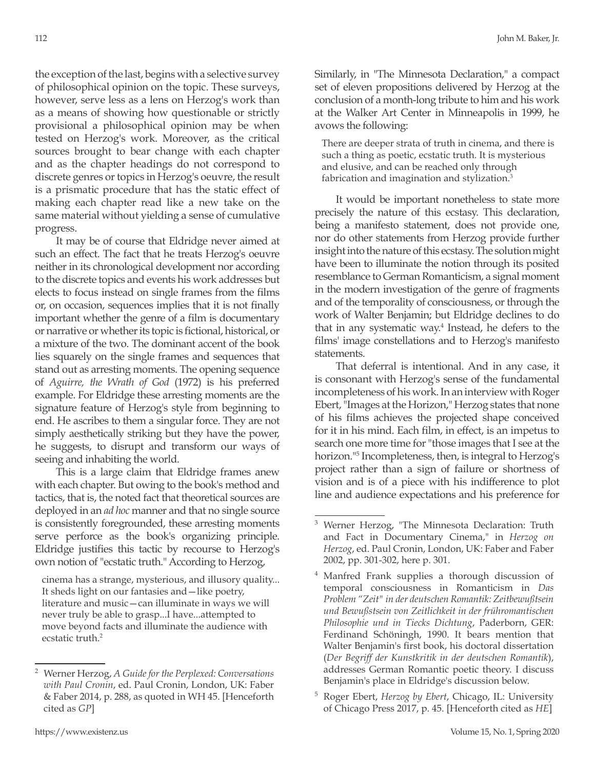the exception of the last, begins with a selective survey of philosophical opinion on the topic. These surveys, however, serve less as a lens on Herzog's work than as a means of showing how questionable or strictly provisional a philosophical opinion may be when tested on Herzog's work. Moreover, as the critical sources brought to bear change with each chapter and as the chapter headings do not correspond to discrete genres or topics in Herzog's oeuvre, the result is a prismatic procedure that has the static effect of making each chapter read like a new take on the same material without yielding a sense of cumulative progress.

It may be of course that Eldridge never aimed at such an effect. The fact that he treats Herzog's oeuvre neither in its chronological development nor according to the discrete topics and events his work addresses but elects to focus instead on single frames from the films or, on occasion, sequences implies that it is not finally important whether the genre of a film is documentary or narrative or whether its topic is fictional, historical, or a mixture of the two. The dominant accent of the book lies squarely on the single frames and sequences that stand out as arresting moments. The opening sequence of *Aguirre, the Wrath of God* (1972) is his preferred example. For Eldridge these arresting moments are the signature feature of Herzog's style from beginning to end. He ascribes to them a singular force. They are not simply aesthetically striking but they have the power, he suggests, to disrupt and transform our ways of seeing and inhabiting the world.

This is a large claim that Eldridge frames anew with each chapter. But owing to the book's method and tactics, that is, the noted fact that theoretical sources are deployed in an *ad hoc* manner and that no single source is consistently foregrounded, these arresting moments serve perforce as the book's organizing principle. Eldridge justifies this tactic by recourse to Herzog's own notion of "ecstatic truth." According to Herzog,

> cinema has a strange, mysterious, and illusory quality... It sheds light on our fantasies and—like poetry, literature and music—can illuminate in ways we will never truly be able to grasp...I have...attempted to move beyond facts and illuminate the audience with ecstatic truth.[2]

Similarly, in "The Minnesota Declaration," a compact set of eleven propositions delivered by Herzog at the conclusion of a month-long tribute to him and his work at the Walker Art Center in Minneapolis in 1999, he avows the following:

> There are deeper strata of truth in cinema, and there is such a thing as poetic, ecstatic truth. It is mysterious and elusive, and can be reached only through fabrication and imagination and stylization.[3]

It would be important nonetheless to state more precisely the nature of this ecstasy. This declaration, being a manifesto statement, does not provide one, nor do other statements from Herzog provide further insight into the nature of this ecstasy. The solution might have been to illuminate the notion through its posited resemblance to German Romanticism, a signal moment in the modern investigation of the genre of fragments and of the temporality of consciousness, or through the work of Walter Benjamin; but Eldridge declines to do that in any systematic way.[4] Instead, he defers to the films' image constellations and to Herzog's manifesto statements.

That deferral is intentional. And in any case, it is consonant with Herzog's sense of the fundamental incompleteness of his work. In an interview with Roger Ebert, "Images at the Horizon," Herzog states that none of his films achieves the projected shape conceived for it in his mind. Each film, in effect, is an impetus to search one more time for "those images that I see at the horizon."[5] Incompleteness, then, is integral to Herzog's project rather than a sign of failure or shortness of vision and is of a piece with his indifference to plot line and audience expectations and his preference for

---

[2] Werner Herzog, *A Guide for the Perplexed: Conversations with Paul Cronin*, ed. Paul Cronin, London, UK: Faber & Faber 2014, p. 288, as quoted in WH 45. [Henceforth cited as *GP*]

[3] Werner Herzog, "The Minnesota Declaration: Truth and Fact in Documentary Cinema," in *Herzog on Herzog*, ed. Paul Cronin, London, UK: Faber and Faber 2002, pp. 301-302, here p. 301.

[4] Manfred Frank supplies a thorough discussion of temporal consciousness in Romanticism in *Das Problem "Zeit" in der deutschen Romantik: Zeitbewußtsein und Bewußtsein von Zeitlichkeit in der frühromantischen Philosophie und in Tiecks Dichtung*, Paderborn, GER: Ferdinand Schöningh, 1990. It bears mention that Walter Benjamin's first book, his doctoral dissertation (*Der Begriff der Kunstkritik in der deutschen Romantik*), addresses German Romantic poetic theory. I discuss Benjamin's place in Eldridge's discussion below.

[5] Roger Ebert, *Herzog by Ebert*, Chicago, IL: University of Chicago Press 2017, p. 45. [Henceforth cited as *HE*]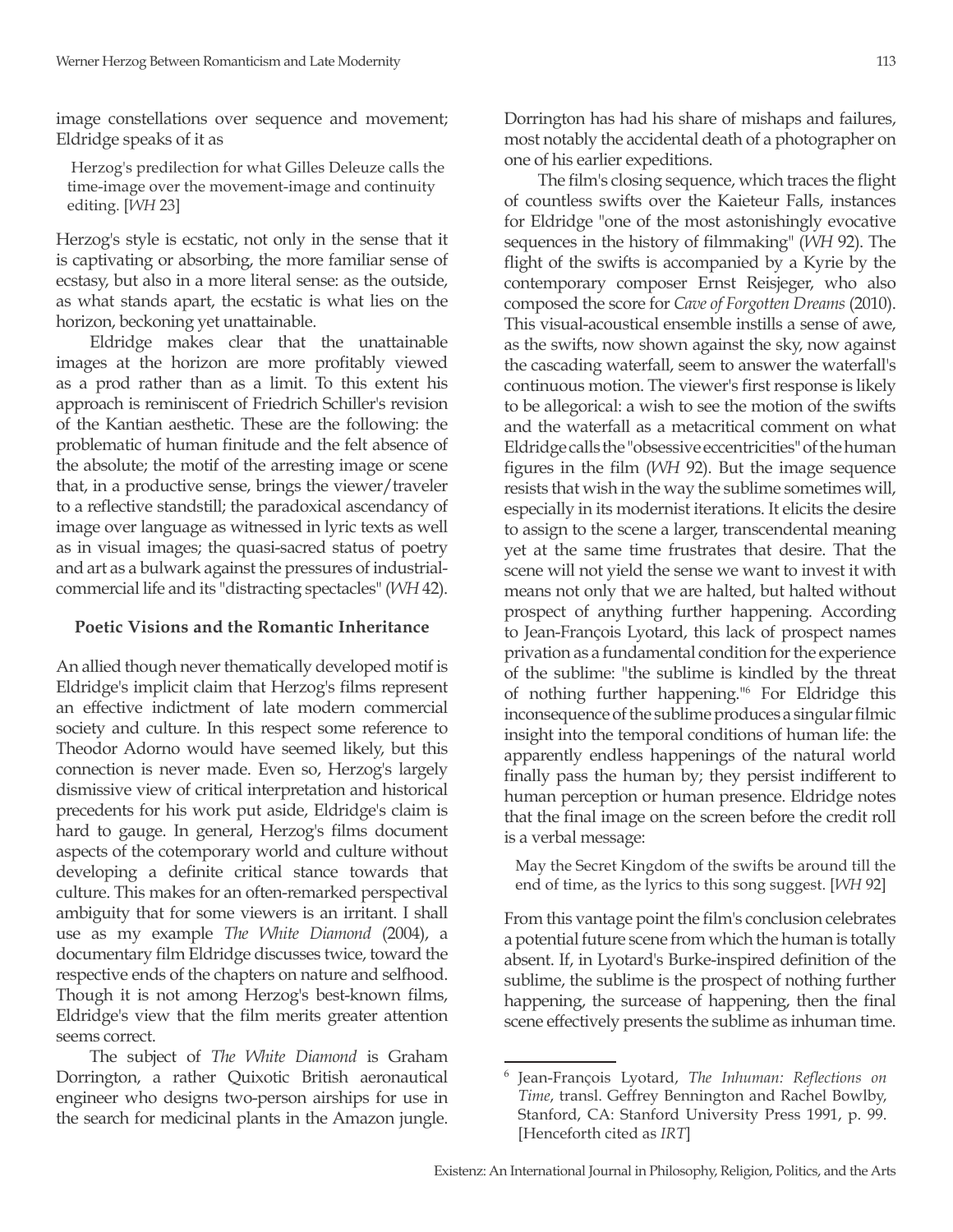image constellations over sequence and movement; Eldridge speaks of it as

> Herzog's predilection for what Gilles Deleuze calls the time-image over the movement-image and continuity editing. [*WH* 23]

Herzog's style is ecstatic, not only in the sense that it is captivating or absorbing, the more familiar sense of ecstasy, but also in a more literal sense: as the outside, as what stands apart, the ecstatic is what lies on the horizon, beckoning yet unattainable.

Eldridge makes clear that the unattainable images at the horizon are more profitably viewed as a prod rather than as a limit. To this extent his approach is reminiscent of Friedrich Schiller's revision of the Kantian aesthetic. These are the following: the problematic of human finitude and the felt absence of the absolute; the motif of the arresting image or scene that, in a productive sense, brings the viewer/traveler to a reflective standstill; the paradoxical ascendancy of image over language as witnessed in lyric texts as well as in visual images; the quasi-sacred status of poetry and art as a bulwark against the pressures of industrial-commercial life and its "distracting spectacles" (*WH* 42).

### Poetic Visions and the Romantic Inheritance

An allied though never thematically developed motif is Eldridge's implicit claim that Herzog's films represent an effective indictment of late modern commercial society and culture. In this respect some reference to Theodor Adorno would have seemed likely, but this connection is never made. Even so, Herzog's largely dismissive view of critical interpretation and historical precedents for his work put aside, Eldridge's claim is hard to gauge. In general, Herzog's films document aspects of the cotemporary world and culture without developing a definite critical stance towards that culture. This makes for an often-remarked perspectival ambiguity that for some viewers is an irritant. I shall use as my example *The White Diamond* (2004), a documentary film Eldridge discusses twice, toward the respective ends of the chapters on nature and selfhood. Though it is not among Herzog's best-known films, Eldridge's view that the film merits greater attention seems correct.

The subject of *The White Diamond* is Graham Dorrington, a rather Quixotic British aeronautical engineer who designs two-person airships for use in the search for medicinal plants in the Amazon jungle. Dorrington has had his share of mishaps and failures, most notably the accidental death of a photographer on one of his earlier expeditions.

The film's closing sequence, which traces the flight of countless swifts over the Kaieteur Falls, instances for Eldridge "one of the most astonishingly evocative sequences in the history of filmmaking" (*WH* 92). The flight of the swifts is accompanied by a Kyrie by the contemporary composer Ernst Reisjeger, who also composed the score for *Cave of Forgotten Dreams* (2010). This visual-acoustical ensemble instills a sense of awe, as the swifts, now shown against the sky, now against the cascading waterfall, seem to answer the waterfall's continuous motion. The viewer's first response is likely to be allegorical: a wish to see the motion of the swifts and the waterfall as a metacritical comment on what Eldridge calls the "obsessive eccentricities" of the human figures in the film (*WH* 92). But the image sequence resists that wish in the way the sublime sometimes will, especially in its modernist iterations. It elicits the desire to assign to the scene a larger, transcendental meaning yet at the same time frustrates that desire. That the scene will not yield the sense we want to invest it with means not only that we are halted, but halted without prospect of anything further happening. According to Jean-François Lyotard, this lack of prospect names privation as a fundamental condition for the experience of the sublime: "the sublime is kindled by the threat of nothing further happening."[6] For Eldridge this inconsequence of the sublime produces a singular filmic insight into the temporal conditions of human life: the apparently endless happenings of the natural world finally pass the human by; they persist indifferent to human perception or human presence. Eldridge notes that the final image on the screen before the credit roll is a verbal message:

> May the Secret Kingdom of the swifts be around till the end of time, as the lyrics to this song suggest. [*WH* 92]

From this vantage point the film's conclusion celebrates a potential future scene from which the human is totally absent. If, in Lyotard's Burke-inspired definition of the sublime, the sublime is the prospect of nothing further happening, the surcease of happening, then the final scene effectively presents the sublime as inhuman time.

---

[6] Jean-François Lyotard, *The Inhuman: Reflections on Time*, transl. Geffrey Bennington and Rachel Bowlby, Stanford, CA: Stanford University Press 1991, p. 99. [Henceforth cited as *IRT*]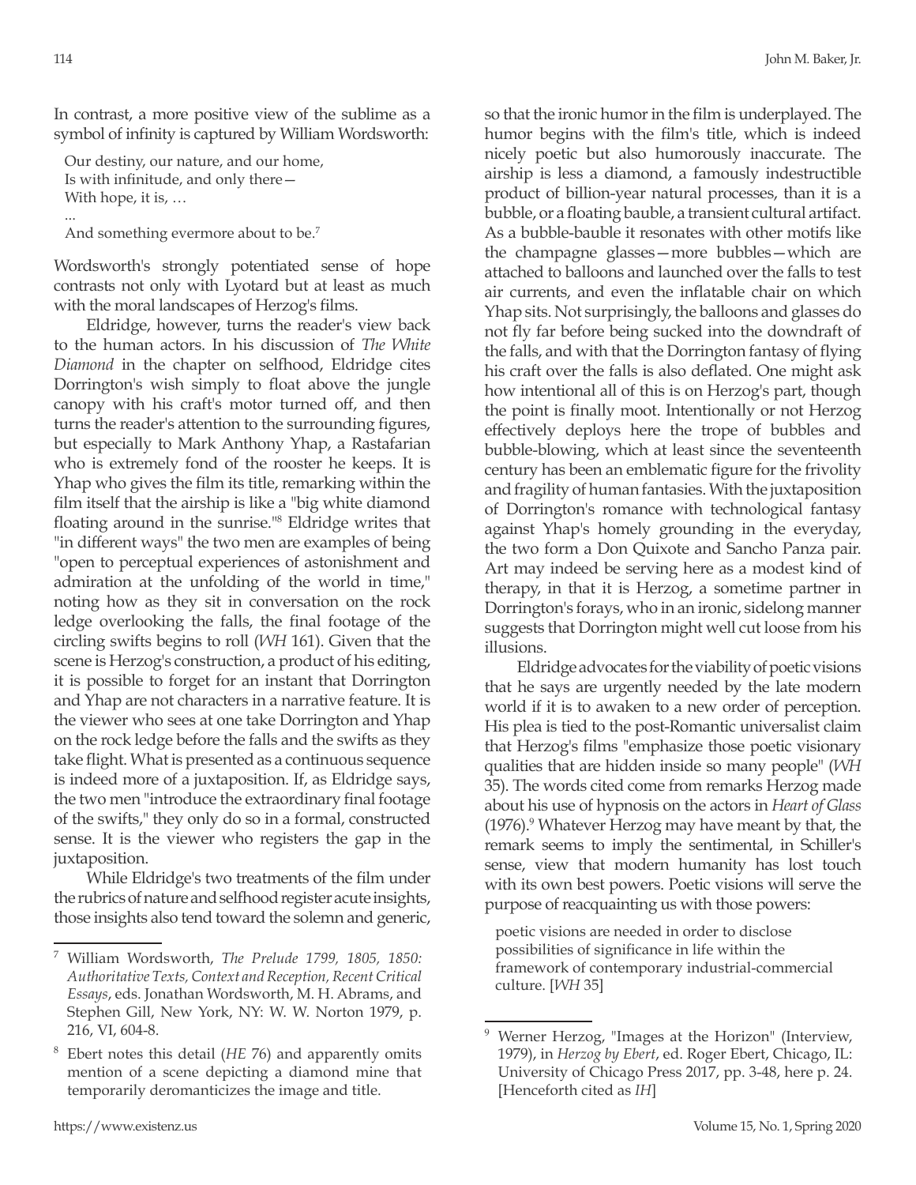In contrast, a more positive view of the sublime as a symbol of infinity is captured by William Wordsworth:

> Our destiny, our nature, and our home,
> Is with infinitude, and only there—
> With hope, it is, …
> ...
> And something evermore about to be.[7]

Wordsworth's strongly potentiated sense of hope contrasts not only with Lyotard but at least as much with the moral landscapes of Herzog's films.

Eldridge, however, turns the reader's view back to the human actors. In his discussion of *The White Diamond* in the chapter on selfhood, Eldridge cites Dorrington's wish simply to float above the jungle canopy with his craft's motor turned off, and then turns the reader's attention to the surrounding figures, but especially to Mark Anthony Yhap, a Rastafarian who is extremely fond of the rooster he keeps. It is Yhap who gives the film its title, remarking within the film itself that the airship is like a "big white diamond floating around in the sunrise."[8] Eldridge writes that "in different ways" the two men are examples of being "open to perceptual experiences of astonishment and admiration at the unfolding of the world in time," noting how as they sit in conversation on the rock ledge overlooking the falls, the final footage of the circling swifts begins to roll (*WH* 161). Given that the scene is Herzog's construction, a product of his editing, it is possible to forget for an instant that Dorrington and Yhap are not characters in a narrative feature. It is the viewer who sees at one take Dorrington and Yhap on the rock ledge before the falls and the swifts as they take flight. What is presented as a continuous sequence is indeed more of a juxtaposition. If, as Eldridge says, the two men "introduce the extraordinary final footage of the swifts," they only do so in a formal, constructed sense. It is the viewer who registers the gap in the juxtaposition.

While Eldridge's two treatments of the film under the rubrics of nature and selfhood register acute insights, those insights also tend toward the solemn and generic, so that the ironic humor in the film is underplayed. The humor begins with the film's title, which is indeed nicely poetic but also humorously inaccurate. The airship is less a diamond, a famously indestructible product of billion-year natural processes, than it is a bubble, or a floating bauble, a transient cultural artifact. As a bubble-bauble it resonates with other motifs like the champagne glasses—more bubbles—which are attached to balloons and launched over the falls to test air currents, and even the inflatable chair on which Yhap sits. Not surprisingly, the balloons and glasses do not fly far before being sucked into the downdraft of the falls, and with that the Dorrington fantasy of flying his craft over the falls is also deflated. One might ask how intentional all of this is on Herzog's part, though the point is finally moot. Intentionally or not Herzog effectively deploys here the trope of bubbles and bubble-blowing, which at least since the seventeenth century has been an emblematic figure for the frivolity and fragility of human fantasies. With the juxtaposition of Dorrington's romance with technological fantasy against Yhap's homely grounding in the everyday, the two form a Don Quixote and Sancho Panza pair. Art may indeed be serving here as a modest kind of therapy, in that it is Herzog, a sometime partner in Dorrington's forays, who in an ironic, sidelong manner suggests that Dorrington might well cut loose from his illusions.

Eldridge advocates for the viability of poetic visions that he says are urgently needed by the late modern world if it is to awaken to a new order of perception. His plea is tied to the post-Romantic universalist claim that Herzog's films "emphasize those poetic visionary qualities that are hidden inside so many people" (*WH* 35). The words cited come from remarks Herzog made about his use of hypnosis on the actors in *Heart of Glass* (1976).[9] Whatever Herzog may have meant by that, the remark seems to imply the sentimental, in Schiller's sense, view that modern humanity has lost touch with its own best powers. Poetic visions will serve the purpose of reacquainting us with those powers:

> poetic visions are needed in order to disclose possibilities of significance in life within the framework of contemporary industrial-commercial culture. [*WH* 35]

---

[7] William Wordsworth, *The Prelude 1799, 1805, 1850: Authoritative Texts, Context and Reception, Recent Critical Essays*, eds. Jonathan Wordsworth, M. H. Abrams, and Stephen Gill, New York, NY: W. W. Norton 1979, p. 216, VI, 604-8.

[8] Ebert notes this detail (*HE* 76) and apparently omits mention of a scene depicting a diamond mine that temporarily deromanticizes the image and title.

[9] Werner Herzog, "Images at the Horizon" (Interview, 1979), in *Herzog by Ebert*, ed. Roger Ebert, Chicago, IL: University of Chicago Press 2017, pp. 3-48, here p. 24. [Henceforth cited as *IH*]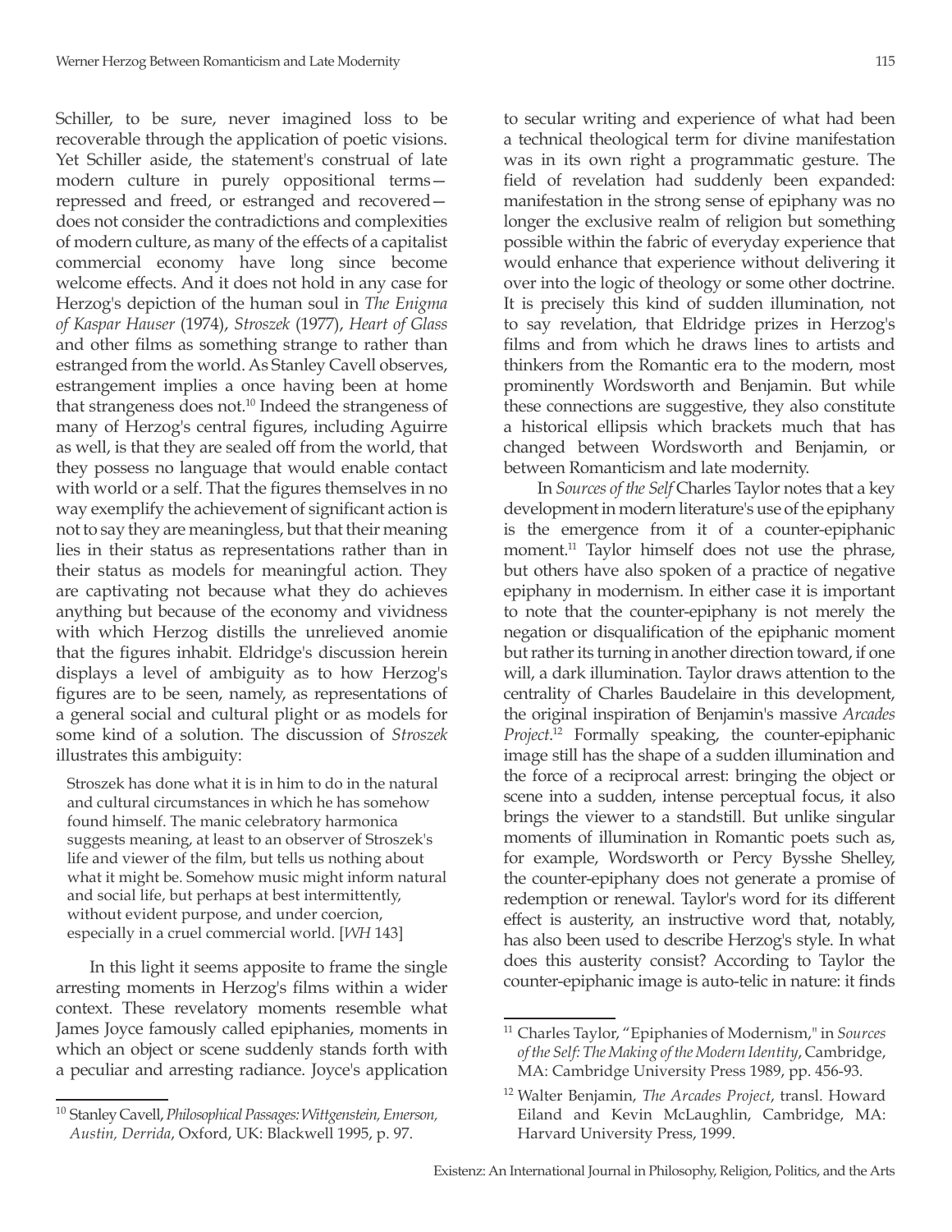Schiller, to be sure, never imagined loss to be recoverable through the application of poetic visions. Yet Schiller aside, the statement's construal of late modern culture in purely oppositional terms—repressed and freed, or estranged and recovered—does not consider the contradictions and complexities of modern culture, as many of the effects of a capitalist commercial economy have long since become welcome effects. And it does not hold in any case for Herzog's depiction of the human soul in *The Enigma of Kaspar Hauser* (1974), *Stroszek* (1977), *Heart of Glass* and other films as something strange to rather than estranged from the world. As Stanley Cavell observes, estrangement implies a once having been at home that strangeness does not.[10] Indeed the strangeness of many of Herzog's central figures, including Aguirre as well, is that they are sealed off from the world, that they possess no language that would enable contact with world or a self. That the figures themselves in no way exemplify the achievement of significant action is not to say they are meaningless, but that their meaning lies in their status as representations rather than in their status as models for meaningful action. They are captivating not because what they do achieves anything but because of the economy and vividness with which Herzog distills the unrelieved anomie that the figures inhabit. Eldridge's discussion herein displays a level of ambiguity as to how Herzog's figures are to be seen, namely, as representations of a general social and cultural plight or as models for some kind of a solution. The discussion of *Stroszek* illustrates this ambiguity:

> Stroszek has done what it is in him to do in the natural and cultural circumstances in which he has somehow found himself. The manic celebratory harmonica suggests meaning, at least to an observer of Stroszek's life and viewer of the film, but tells us nothing about what it might be. Somehow music might inform natural and social life, but perhaps at best intermittently, without evident purpose, and under coercion, especially in a cruel commercial world. [*WH* 143]

In this light it seems apposite to frame the single arresting moments in Herzog's films within a wider context. These revelatory moments resemble what James Joyce famously called epiphanies, moments in which an object or scene suddenly stands forth with a peculiar and arresting radiance. Joyce's application to secular writing and experience of what had been a technical theological term for divine manifestation was in its own right a programmatic gesture. The field of revelation had suddenly been expanded: manifestation in the strong sense of epiphany was no longer the exclusive realm of religion but something possible within the fabric of everyday experience that would enhance that experience without delivering it over into the logic of theology or some other doctrine. It is precisely this kind of sudden illumination, not to say revelation, that Eldridge prizes in Herzog's films and from which he draws lines to artists and thinkers from the Romantic era to the modern, most prominently Wordsworth and Benjamin. But while these connections are suggestive, they also constitute a historical ellipsis which brackets much that has changed between Wordsworth and Benjamin, or between Romanticism and late modernity.

In *Sources of the Self* Charles Taylor notes that a key development in modern literature's use of the epiphany is the emergence from it of a counter-epiphanic moment.[11] Taylor himself does not use the phrase, but others have also spoken of a practice of negative epiphany in modernism. In either case it is important to note that the counter-epiphany is not merely the negation or disqualification of the epiphanic moment but rather its turning in another direction toward, if one will, a dark illumination. Taylor draws attention to the centrality of Charles Baudelaire in this development, the original inspiration of Benjamin's massive *Arcades Project*.[12] Formally speaking, the counter-epiphanic image still has the shape of a sudden illumination and the force of a reciprocal arrest: bringing the object or scene into a sudden, intense perceptual focus, it also brings the viewer to a standstill. But unlike singular moments of illumination in Romantic poets such as, for example, Wordsworth or Percy Bysshe Shelley, the counter-epiphany does not generate a promise of redemption or renewal. Taylor's word for its different effect is austerity, an instructive word that, notably, has also been used to describe Herzog's style. In what does this austerity consist? According to Taylor the counter-epiphanic image is auto-telic in nature: it finds

---

[10] Stanley Cavell, *Philosophical Passages: Wittgenstein, Emerson, Austin, Derrida*, Oxford, UK: Blackwell 1995, p. 97.

[11] Charles Taylor, "Epiphanies of Modernism," in *Sources of the Self: The Making of the Modern Identity*, Cambridge, MA: Cambridge University Press 1989, pp. 456-93.

[12] Walter Benjamin, *The Arcades Project*, transl. Howard Eiland and Kevin McLaughlin, Cambridge, MA: Harvard University Press, 1999.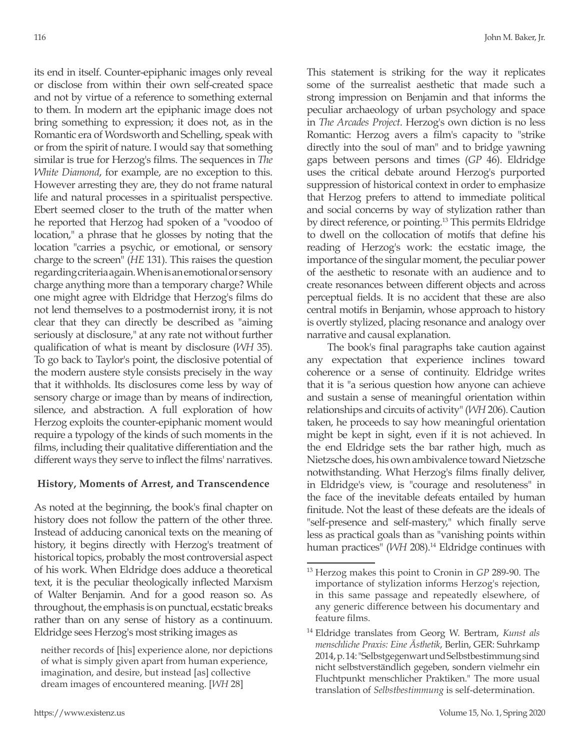its end in itself. Counter-epiphanic images only reveal or disclose from within their own self-created space and not by virtue of a reference to something external to them. In modern art the epiphanic image does not bring something to expression; it does not, as in the Romantic era of Wordsworth and Schelling, speak with or from the spirit of nature. I would say that something similar is true for Herzog's films. The sequences in *The White Diamond*, for example, are no exception to this. However arresting they are, they do not frame natural life and natural processes in a spiritualist perspective. Ebert seemed closer to the truth of the matter when he reported that Herzog had spoken of a "voodoo of location," a phrase that he glosses by noting that the location "carries a psychic, or emotional, or sensory charge to the screen" (*HE* 131). This raises the question regarding criteria again. When is an emotional or sensory charge anything more than a temporary charge? While one might agree with Eldridge that Herzog's films do not lend themselves to a postmodernist irony, it is not clear that they can directly be described as "aiming seriously at disclosure," at any rate not without further qualification of what is meant by disclosure (*WH* 35). To go back to Taylor's point, the disclosive potential of the modern austere style consists precisely in the way that it withholds. Its disclosures come less by way of sensory charge or image than by means of indirection, silence, and abstraction. A full exploration of how Herzog exploits the counter-epiphanic moment would require a typology of the kinds of such moments in the films, including their qualitative differentiation and the different ways they serve to inflect the films' narratives.

## History, Moments of Arrest, and Transcendence

As noted at the beginning, the book's final chapter on history does not follow the pattern of the other three. Instead of adducing canonical texts on the meaning of history, it begins directly with Herzog's treatment of historical topics, probably the most controversial aspect of his work. When Eldridge does adduce a theoretical text, it is the peculiar theologically inflected Marxism of Walter Benjamin. And for a good reason so. As throughout, the emphasis is on punctual, ecstatic breaks rather than on any sense of history as a continuum. Eldridge sees Herzog's most striking images as

> neither records of [his] experience alone, nor depictions of what is simply given apart from human experience, imagination, and desire, but instead [as] collective dream images of encountered meaning. [*WH* 28]

This statement is striking for the way it replicates some of the surrealist aesthetic that made such a strong impression on Benjamin and that informs the peculiar archaeology of urban psychology and space in *The Arcades Project*. Herzog's own diction is no less Romantic: Herzog avers a film's capacity to "strike directly into the soul of man" and to bridge yawning gaps between persons and times (*GP* 46). Eldridge uses the critical debate around Herzog's purported suppression of historical context in order to emphasize that Herzog prefers to attend to immediate political and social concerns by way of stylization rather than by direct reference, or pointing.[13] This permits Eldridge to dwell on the collocation of motifs that define his reading of Herzog's work: the ecstatic image, the importance of the singular moment, the peculiar power of the aesthetic to resonate with an audience and to create resonances between different objects and across perceptual fields. It is no accident that these are also central motifs in Benjamin, whose approach to history is overtly stylized, placing resonance and analogy over narrative and causal explanation.

The book's final paragraphs take caution against any expectation that experience inclines toward coherence or a sense of continuity. Eldridge writes that it is "a serious question how anyone can achieve and sustain a sense of meaningful orientation within relationships and circuits of activity" (*WH* 206). Caution taken, he proceeds to say how meaningful orientation might be kept in sight, even if it is not achieved. In the end Eldridge sets the bar rather high, much as Nietzsche does, his own ambivalence toward Nietzsche notwithstanding. What Herzog's films finally deliver, in Eldridge's view, is "courage and resoluteness" in the face of the inevitable defeats entailed by human finitude. Not the least of these defeats are the ideals of "self-presence and self-mastery," which finally serve less as practical goals than as "vanishing points within human practices" (*WH* 208).[14] Eldridge continues with

---

[13] Herzog makes this point to Cronin in *GP* 289-90. The importance of stylization informs Herzog's rejection, in this same passage and repeatedly elsewhere, of any generic difference between his documentary and feature films.

[14] Eldridge translates from Georg W. Bertram, *Kunst als menschliche Praxis: Eine Ästhetik*, Berlin, GER: Suhrkamp 2014, p. 14: "Selbstgegenwart und Selbstbestimmung sind nicht selbstverständlich gegeben, sondern vielmehr ein Fluchtpunkt menschlicher Praktiken." The more usual translation of *Selbstbestimmung* is self-determination.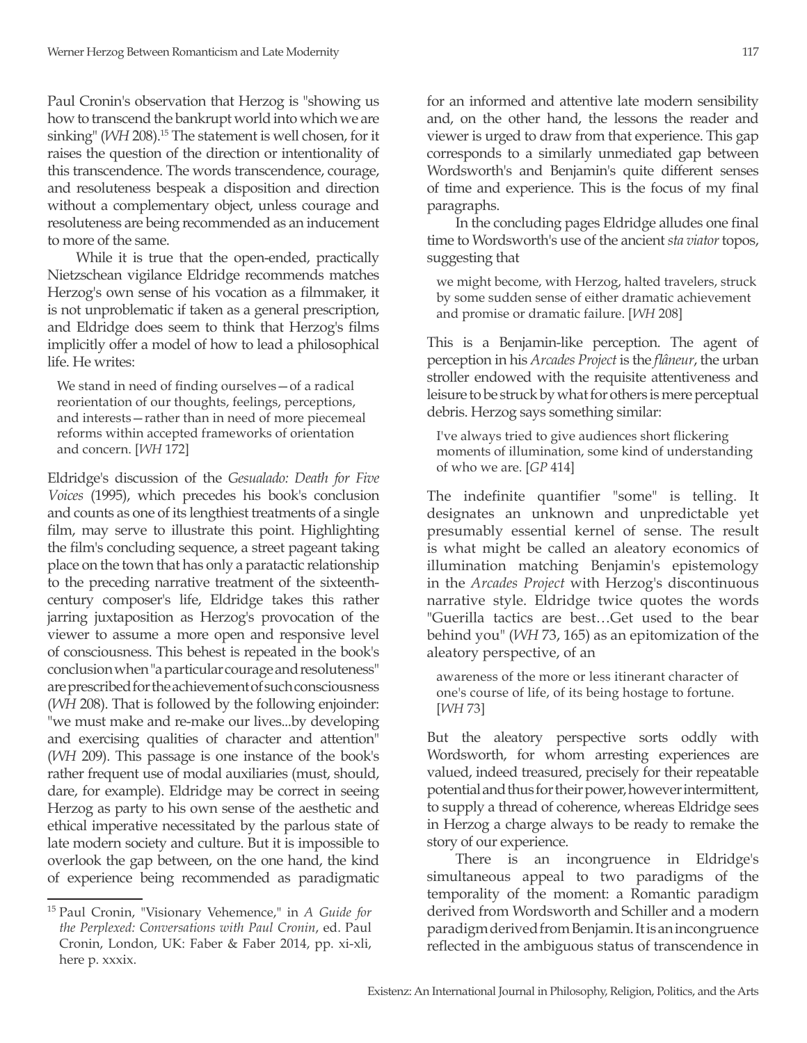Paul Cronin's observation that Herzog is "showing us how to transcend the bankrupt world into which we are sinking" (*WH* 208).[15] The statement is well chosen, for it raises the question of the direction or intentionality of this transcendence. The words transcendence, courage, and resoluteness bespeak a disposition and direction without a complementary object, unless courage and resoluteness are being recommended as an inducement to more of the same.

While it is true that the open-ended, practically Nietzschean vigilance Eldridge recommends matches Herzog's own sense of his vocation as a filmmaker, it is not unproblematic if taken as a general prescription, and Eldridge does seem to think that Herzog's films implicitly offer a model of how to lead a philosophical life. He writes:

> We stand in need of finding ourselves—of a radical reorientation of our thoughts, feelings, perceptions, and interests—rather than in need of more piecemeal reforms within accepted frameworks of orientation and concern. [*WH* 172]

Eldridge's discussion of the *Gesualado: Death for Five Voices* (1995), which precedes his book's conclusion and counts as one of its lengthiest treatments of a single film, may serve to illustrate this point. Highlighting the film's concluding sequence, a street pageant taking place on the town that has only a paratactic relationship to the preceding narrative treatment of the sixteenth-century composer's life, Eldridge takes this rather jarring juxtaposition as Herzog's provocation of the viewer to assume a more open and responsive level of consciousness. This behest is repeated in the book's conclusion when "a particular courage and resoluteness" are prescribed for the achievement of such consciousness (*WH* 208). That is followed by the following enjoinder: "we must make and re-make our lives...by developing and exercising qualities of character and attention" (*WH* 209). This passage is one instance of the book's rather frequent use of modal auxiliaries (must, should, dare, for example). Eldridge may be correct in seeing Herzog as party to his own sense of the aesthetic and ethical imperative necessitated by the parlous state of late modern society and culture. But it is impossible to overlook the gap between, on the one hand, the kind of experience being recommended as paradigmatic for an informed and attentive late modern sensibility and, on the other hand, the lessons the reader and viewer is urged to draw from that experience. This gap corresponds to a similarly unmediated gap between Wordsworth's and Benjamin's quite different senses of time and experience. This is the focus of my final paragraphs.

In the concluding pages Eldridge alludes one final time to Wordsworth's use of the ancient *sta viator* topos, suggesting that

> we might become, with Herzog, halted travelers, struck by some sudden sense of either dramatic achievement and promise or dramatic failure. [*WH* 208]

This is a Benjamin-like perception. The agent of perception in his *Arcades Project* is the *flâneur*, the urban stroller endowed with the requisite attentiveness and leisure to be struck by what for others is mere perceptual debris. Herzog says something similar:

> I've always tried to give audiences short flickering moments of illumination, some kind of understanding of who we are. [*GP* 414]

The indefinite quantifier "some" is telling. It designates an unknown and unpredictable yet presumably essential kernel of sense. The result is what might be called an aleatory economics of illumination matching Benjamin's epistemology in the *Arcades Project* with Herzog's discontinuous narrative style. Eldridge twice quotes the words "Guerilla tactics are best…Get used to the bear behind you" (*WH* 73, 165) as an epitomization of the aleatory perspective, of an

> awareness of the more or less itinerant character of one's course of life, of its being hostage to fortune. [*WH* 73]

But the aleatory perspective sorts oddly with Wordsworth, for whom arresting experiences are valued, indeed treasured, precisely for their repeatable potential and thus for their power, however intermittent, to supply a thread of coherence, whereas Eldridge sees in Herzog a charge always to be ready to remake the story of our experience.

There is an incongruence in Eldridge's simultaneous appeal to two paradigms of the temporality of the moment: a Romantic paradigm derived from Wordsworth and Schiller and a modern paradigm derived from Benjamin. It is an incongruence reflected in the ambiguous status of transcendence in

---

[15] Paul Cronin, "Visionary Vehemence," in *A Guide for the Perplexed: Conversations with Paul Cronin*, ed. Paul Cronin, London, UK: Faber & Faber 2014, pp. xi-xli, here p. xxxix.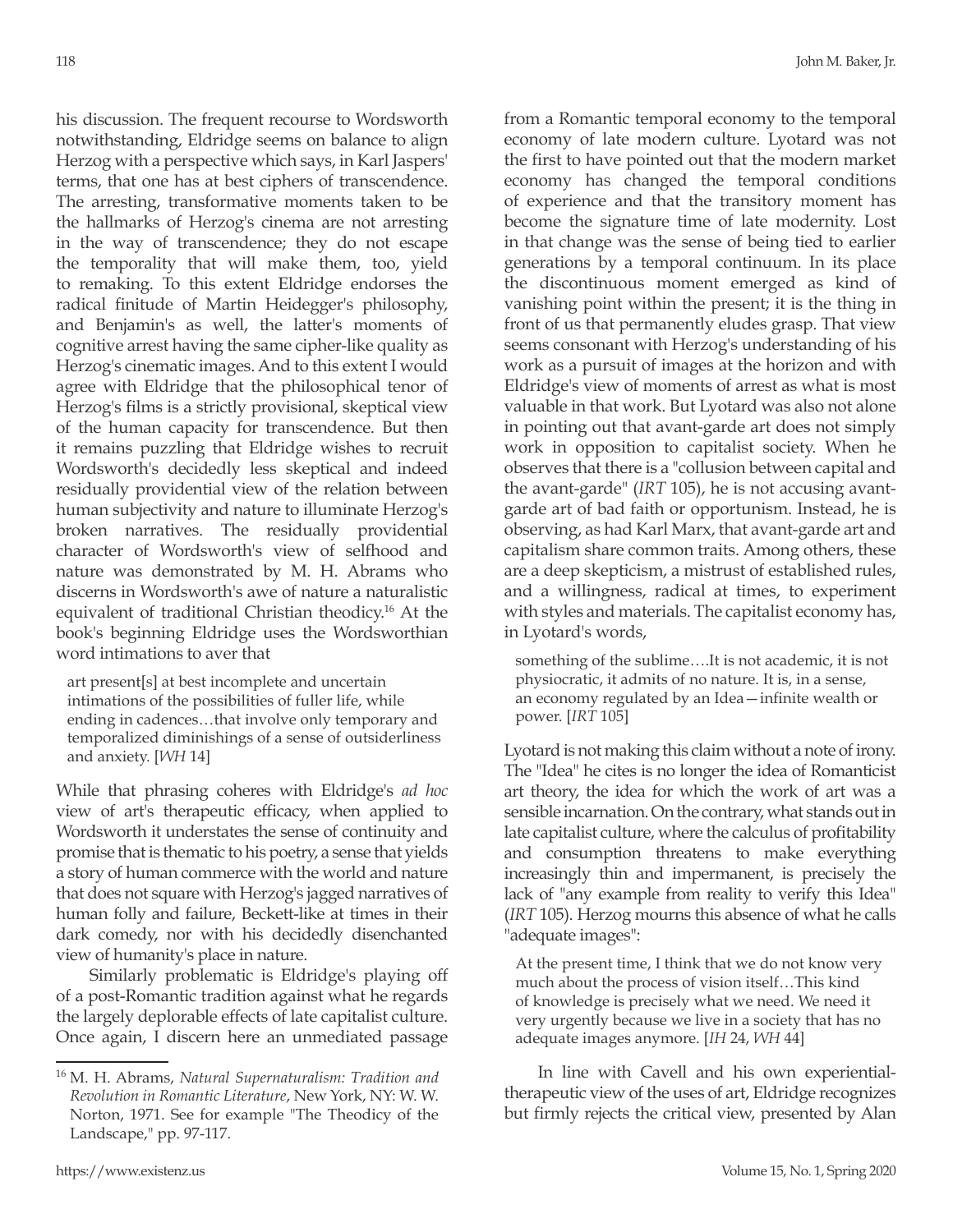his discussion. The frequent recourse to Wordsworth notwithstanding, Eldridge seems on balance to align Herzog with a perspective which says, in Karl Jaspers' terms, that one has at best ciphers of transcendence. The arresting, transformative moments taken to be the hallmarks of Herzog's cinema are not arresting in the way of transcendence; they do not escape the temporality that will make them, too, yield to remaking. To this extent Eldridge endorses the radical finitude of Martin Heidegger's philosophy, and Benjamin's as well, the latter's moments of cognitive arrest having the same cipher-like quality as Herzog's cinematic images. And to this extent I would agree with Eldridge that the philosophical tenor of Herzog's films is a strictly provisional, skeptical view of the human capacity for transcendence. But then it remains puzzling that Eldridge wishes to recruit Wordsworth's decidedly less skeptical and indeed residually providential view of the relation between human subjectivity and nature to illuminate Herzog's broken narratives. The residually providential character of Wordsworth's view of selfhood and nature was demonstrated by M. H. Abrams who discerns in Wordsworth's awe of nature a naturalistic equivalent of traditional Christian theodicy.[16] At the book's beginning Eldridge uses the Wordsworthian word intimations to aver that

> art present[s] at best incomplete and uncertain intimations of the possibilities of fuller life, while ending in cadences…that involve only temporary and temporalized diminishings of a sense of outsiderliness and anxiety. [*WH* 14]

While that phrasing coheres with Eldridge's *ad hoc* view of art's therapeutic efficacy, when applied to Wordsworth it understates the sense of continuity and promise that is thematic to his poetry, a sense that yields a story of human commerce with the world and nature that does not square with Herzog's jagged narratives of human folly and failure, Beckett-like at times in their dark comedy, nor with his decidedly disenchanted view of humanity's place in nature.

Similarly problematic is Eldridge's playing off of a post-Romantic tradition against what he regards the largely deplorable effects of late capitalist culture. Once again, I discern here an unmediated passage from a Romantic temporal economy to the temporal economy of late modern culture. Lyotard was not the first to have pointed out that the modern market economy has changed the temporal conditions of experience and that the transitory moment has become the signature time of late modernity. Lost in that change was the sense of being tied to earlier generations by a temporal continuum. In its place the discontinuous moment emerged as kind of vanishing point within the present; it is the thing in front of us that permanently eludes grasp. That view seems consonant with Herzog's understanding of his work as a pursuit of images at the horizon and with Eldridge's view of moments of arrest as what is most valuable in that work. But Lyotard was also not alone in pointing out that avant-garde art does not simply work in opposition to capitalist society. When he observes that there is a "collusion between capital and the avant-garde" (*IRT* 105), he is not accusing avant-garde art of bad faith or opportunism. Instead, he is observing, as had Karl Marx, that avant-garde art and capitalism share common traits. Among others, these are a deep skepticism, a mistrust of established rules, and a willingness, radical at times, to experiment with styles and materials. The capitalist economy has, in Lyotard's words,

> something of the sublime….It is not academic, it is not physiocratic, it admits of no nature. It is, in a sense, an economy regulated by an Idea—infinite wealth or power. [*IRT* 105]

Lyotard is not making this claim without a note of irony. The "Idea" he cites is no longer the idea of Romanticist art theory, the idea for which the work of art was a sensible incarnation. On the contrary, what stands out in late capitalist culture, where the calculus of profitability and consumption threatens to make everything increasingly thin and impermanent, is precisely the lack of "any example from reality to verify this Idea" (*IRT* 105). Herzog mourns this absence of what he calls "adequate images":

> At the present time, I think that we do not know very much about the process of vision itself…This kind of knowledge is precisely what we need. We need it very urgently because we live in a society that has no adequate images anymore. [*IH* 24, *WH* 44]

In line with Cavell and his own experiential-therapeutic view of the uses of art, Eldridge recognizes but firmly rejects the critical view, presented by Alan

---

[16] M. H. Abrams, *Natural Supernaturalism: Tradition and Revolution in Romantic Literature*, New York, NY: W. W. Norton, 1971. See for example "The Theodicy of the Landscape," pp. 97-117.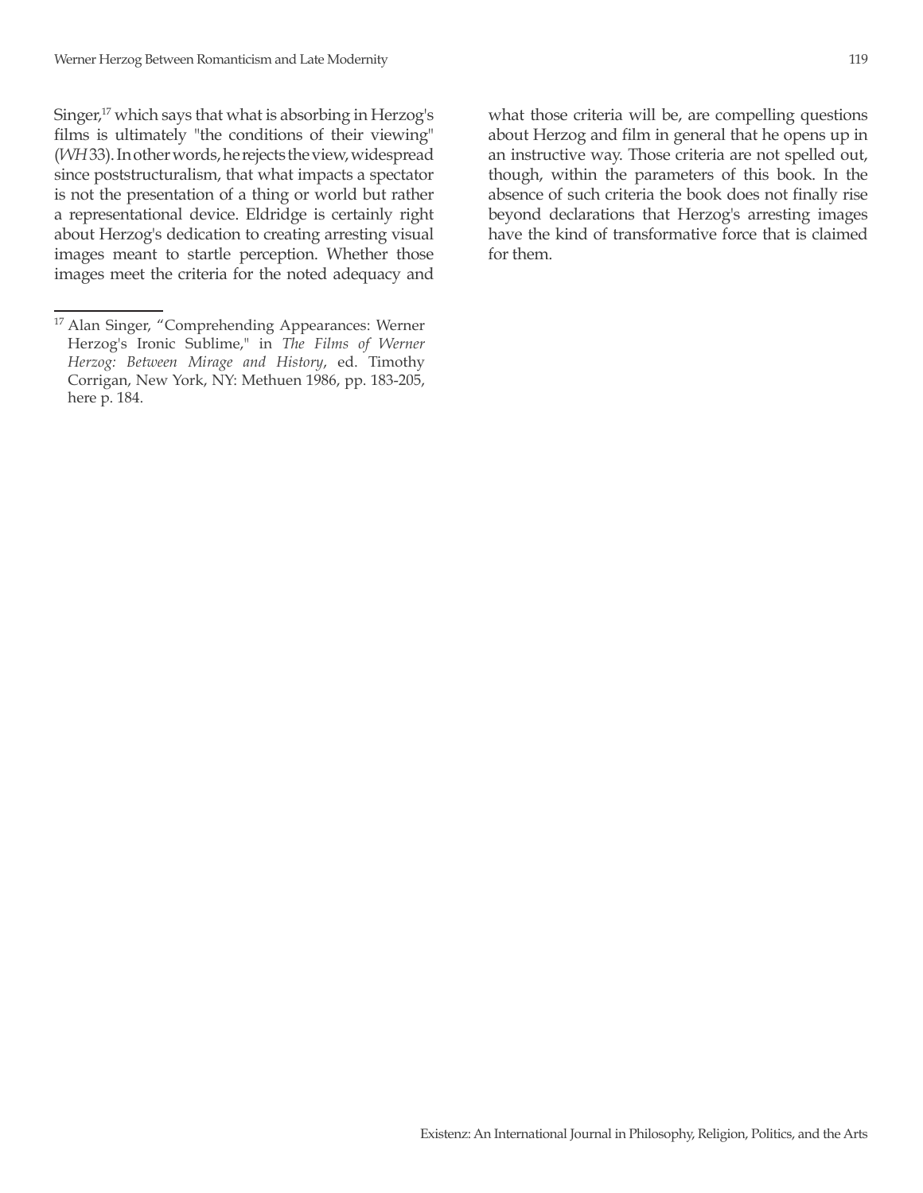Singer,[17] which says that what is absorbing in Herzog's films is ultimately "the conditions of their viewing" (*WH* 33). In other words, he rejects the view, widespread since poststructuralism, that what impacts a spectator is not the presentation of a thing or world but rather a representational device. Eldridge is certainly right about Herzog's dedication to creating arresting visual images meant to startle perception. Whether those images meet the criteria for the noted adequacy and what those criteria will be, are compelling questions about Herzog and film in general that he opens up in an instructive way. Those criteria are not spelled out, though, within the parameters of this book. In the absence of such criteria the book does not finally rise beyond declarations that Herzog's arresting images have the kind of transformative force that is claimed for them.

---

[17] Alan Singer, "Comprehending Appearances: Werner Herzog's Ironic Sublime," in *The Films of Werner Herzog: Between Mirage and History*, ed. Timothy Corrigan, New York, NY: Methuen 1986, pp. 183-205, here p. 184.